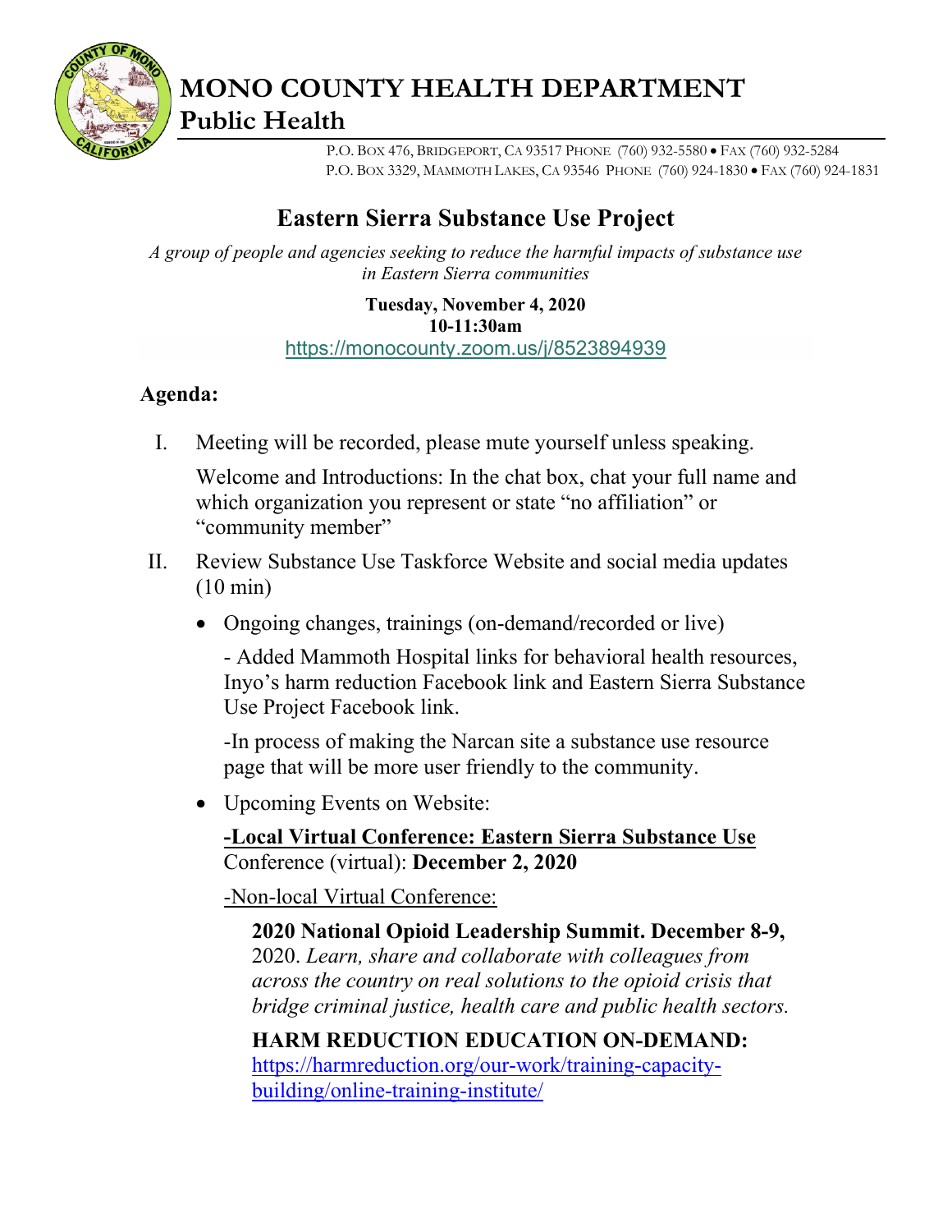# MONO COUNTY HEALTH DEPARTMENT
## Public Health

P.O. BOX 476, BRIDGEPORT, CA 93517 PHONE (760) 932-5580 • FAX (760) 932-5284
P.O. BOX 3329, MAMMOTH LAKES, CA 93546 PHONE (760) 924-1830 • FAX (760) 924-1831

## Eastern Sierra Substance Use Project

*A group of people and agencies seeking to reduce the harmful impacts of substance use in Eastern Sierra communities*

**Tuesday, November 4, 2020**
**10-11:30am**
https://monocounty.zoom.us/j/8523894939

**Agenda:**

I. Meeting will be recorded, please mute yourself unless speaking.

   Welcome and Introductions: In the chat box, chat your full name and which organization you represent or state "no affiliation" or "community member"

II. Review Substance Use Taskforce Website and social media updates (10 min)

   - Ongoing changes, trainings (on-demand/recorded or live)

     - Added Mammoth Hospital links for behavioral health resources, Inyo's harm reduction Facebook link and Eastern Sierra Substance Use Project Facebook link.

     -In process of making the Narcan site a substance use resource page that will be more user friendly to the community.

   - Upcoming Events on Website:

     **-Local Virtual Conference: Eastern Sierra Substance Use** Conference (virtual): **December 2, 2020**

     -Non-local Virtual Conference:

       **2020 National Opioid Leadership Summit. December 8-9,** 2020. *Learn, share and collaborate with colleagues from across the country on real solutions to the opioid crisis that bridge criminal justice, health care and public health sectors.*

       **HARM REDUCTION EDUCATION ON-DEMAND:** https://harmreduction.org/our-work/training-capacity-building/online-training-institute/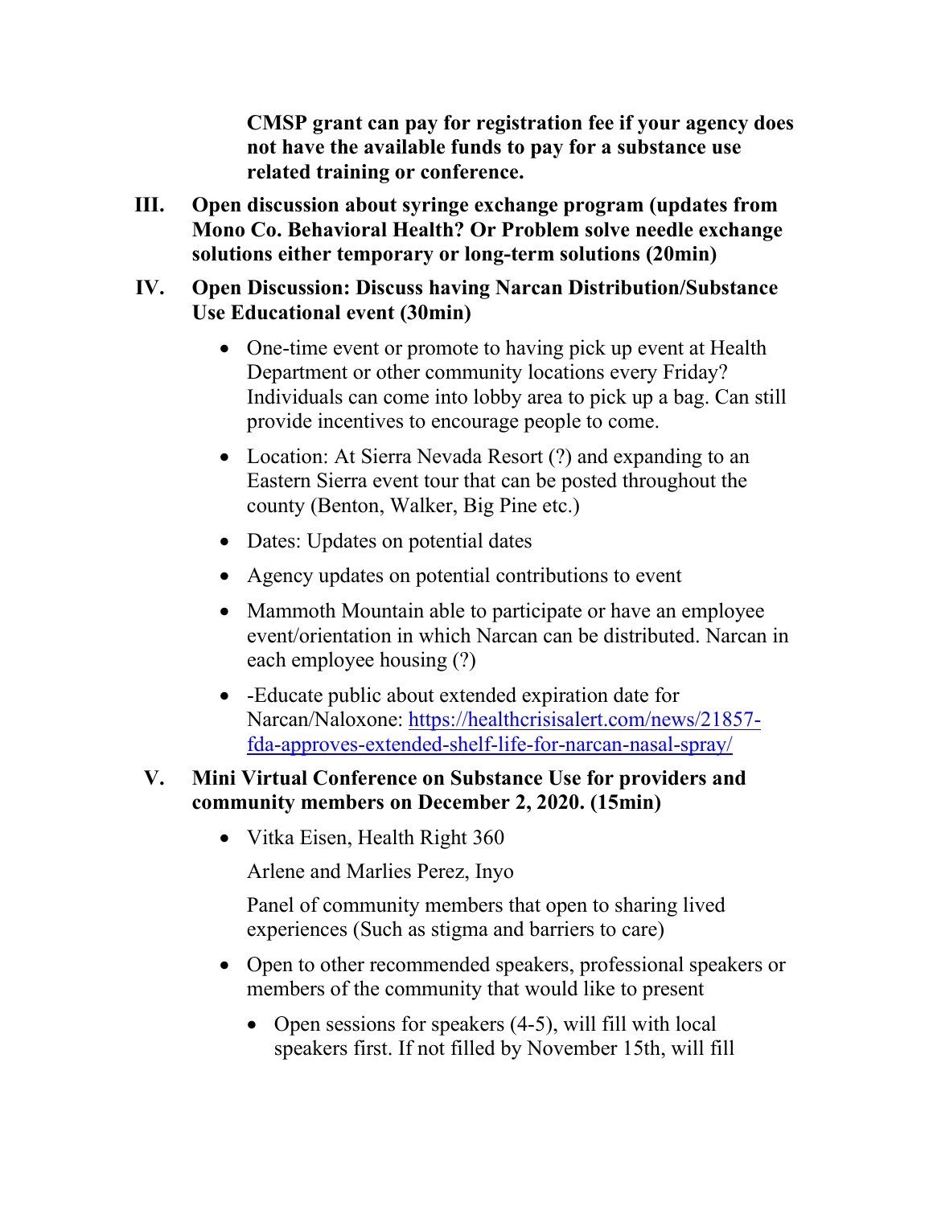**CMSP grant can pay for registration fee if your agency does not have the available funds to pay for a substance use related training or conference.**

III. **Open discussion about syringe exchange program (updates from Mono Co. Behavioral Health? Or Problem solve needle exchange solutions either temporary or long-term solutions (20min)**

IV. **Open Discussion: Discuss having Narcan Distribution/Substance Use Educational event (30min)**

- One-time event or promote to having pick up event at Health Department or other community locations every Friday? Individuals can come into lobby area to pick up a bag. Can still provide incentives to encourage people to come.
- Location: At Sierra Nevada Resort (?) and expanding to an Eastern Sierra event tour that can be posted throughout the county (Benton, Walker, Big Pine etc.)
- Dates: Updates on potential dates
- Agency updates on potential contributions to event
- Mammoth Mountain able to participate or have an employee event/orientation in which Narcan can be distributed. Narcan in each employee housing (?)
- -Educate public about extended expiration date for Narcan/Naloxone: [https://healthcrisisalert.com/news/21857-fda-approves-extended-shelf-life-for-narcan-nasal-spray/](https://healthcrisisalert.com/news/21857-fda-approves-extended-shelf-life-for-narcan-nasal-spray/)

V. **Mini Virtual Conference on Substance Use for providers and community members on December 2, 2020. (15min)**

- Vitka Eisen, Health Right 360

  Arlene and Marlies Perez, Inyo

  Panel of community members that open to sharing lived experiences (Such as stigma and barriers to care)
- Open to other recommended speakers, professional speakers or members of the community that would like to present
  - Open sessions for speakers (4-5), will fill with local speakers first. If not filled by November 15th, will fill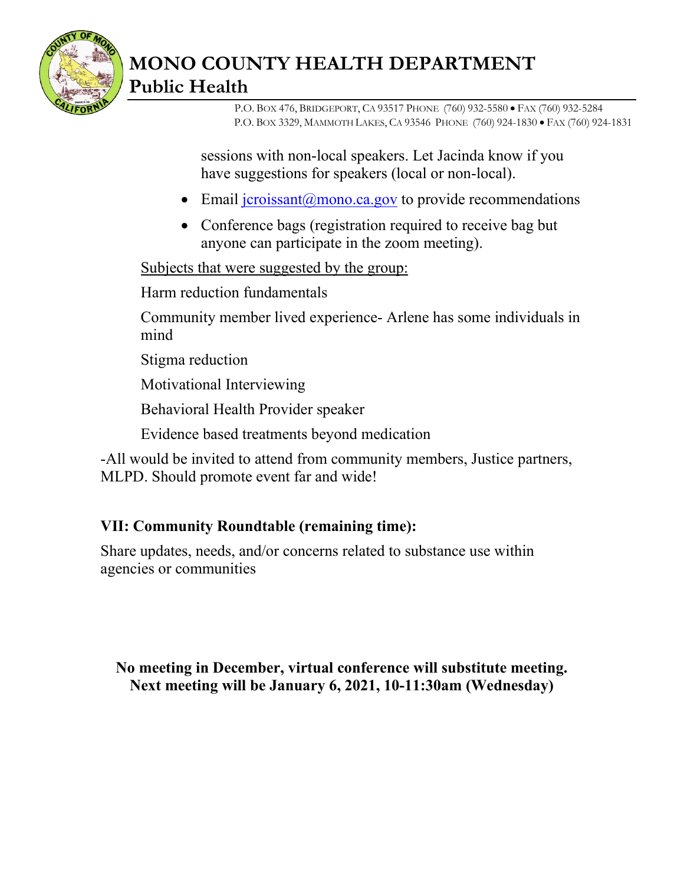sessions with non-local speakers. Let Jacinda know if you have suggestions for speakers (local or non-local).

- Email jcroissant@mono.ca.gov to provide recommendations
- Conference bags (registration required to receive bag but anyone can participate in the zoom meeting).

Subjects that were suggested by the group:

Harm reduction fundamentals

Community member lived experience- Arlene has some individuals in mind

Stigma reduction

Motivational Interviewing

Behavioral Health Provider speaker

Evidence based treatments beyond medication

-All would be invited to attend from community members, Justice partners, MLPD. Should promote event far and wide!

### VII: Community Roundtable (remaining time):

Share updates, needs, and/or concerns related to substance use within agencies or communities

**No meeting in December, virtual conference will substitute meeting.**
**Next meeting will be January 6, 2021, 10-11:30am (Wednesday)**